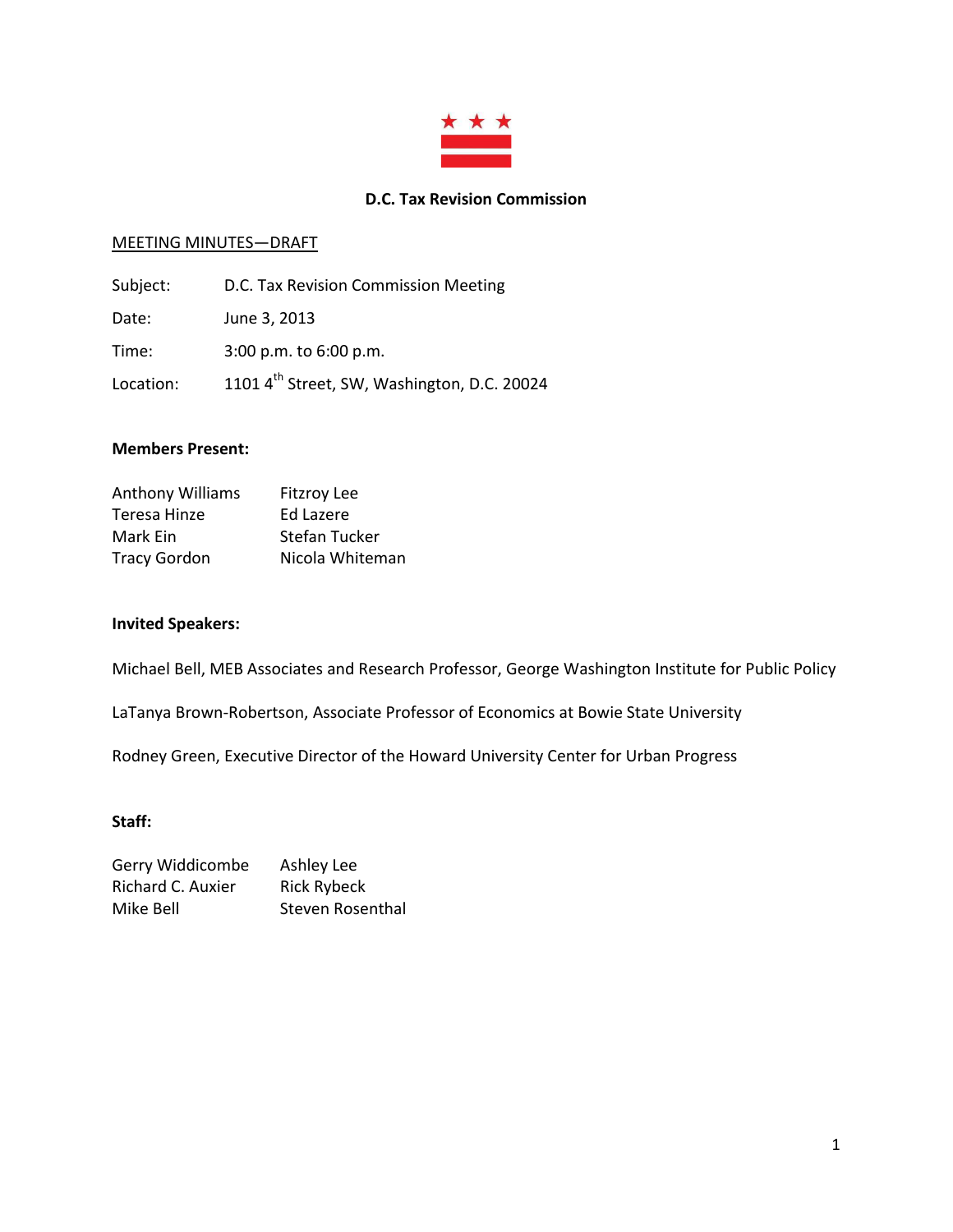# D.C. Tax Revision Commission

MEETING MINUTES—DRAFT

Subject: D.C. Tax Revision Commission Meeting

Date: June 3, 2013

Time: 3:00 p.m. to 6:00 p.m.

Location: 1101 4th Street, SW, Washington, D.C. 20024

**Members Present:**

| | |
|---|---|
| Anthony Williams | Fitzroy Lee |
| Teresa Hinze | Ed Lazere |
| Mark Ein | Stefan Tucker |
| Tracy Gordon | Nicola Whiteman |

**Invited Speakers:**

Michael Bell, MEB Associates and Research Professor, George Washington Institute for Public Policy

LaTanya Brown-Robertson, Associate Professor of Economics at Bowie State University

Rodney Green, Executive Director of the Howard University Center for Urban Progress

**Staff:**

| | |
|---|---|
| Gerry Widdicombe | Ashley Lee |
| Richard C. Auxier | Rick Rybeck |
| Mike Bell | Steven Rosenthal |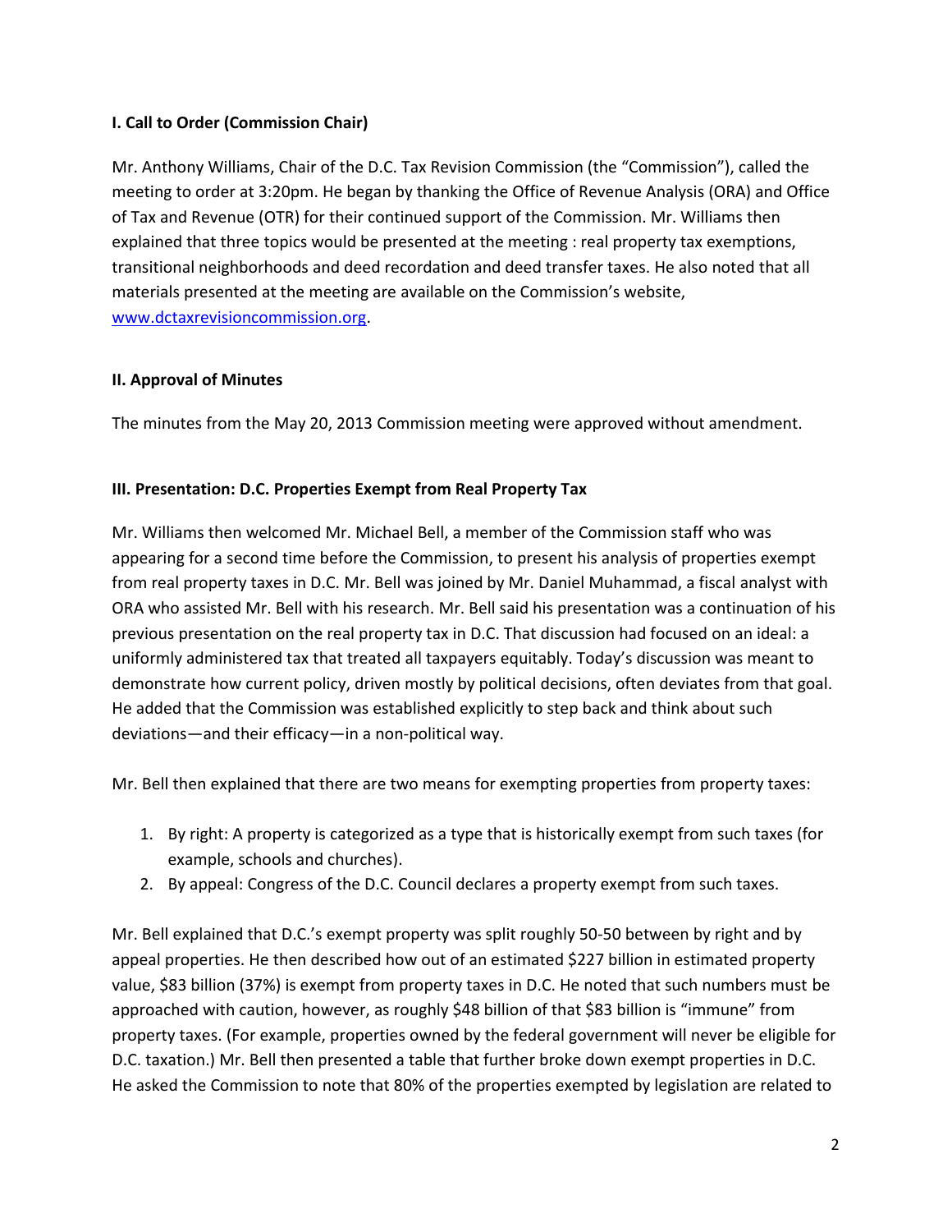**I. Call to Order (Commission Chair)**

Mr. Anthony Williams, Chair of the D.C. Tax Revision Commission (the "Commission"), called the meeting to order at 3:20pm. He began by thanking the Office of Revenue Analysis (ORA) and Office of Tax and Revenue (OTR) for their continued support of the Commission. Mr. Williams then explained that three topics would be presented at the meeting : real property tax exemptions, transitional neighborhoods and deed recordation and deed transfer taxes. He also noted that all materials presented at the meeting are available on the Commission's website, [www.dctaxrevisioncommission.org](www.dctaxrevisioncommission.org).

**II. Approval of Minutes**

The minutes from the May 20, 2013 Commission meeting were approved without amendment.

**III. Presentation: D.C. Properties Exempt from Real Property Tax**

Mr. Williams then welcomed Mr. Michael Bell, a member of the Commission staff who was appearing for a second time before the Commission, to present his analysis of properties exempt from real property taxes in D.C. Mr. Bell was joined by Mr. Daniel Muhammad, a fiscal analyst with ORA who assisted Mr. Bell with his research. Mr. Bell said his presentation was a continuation of his previous presentation on the real property tax in D.C. That discussion had focused on an ideal: a uniformly administered tax that treated all taxpayers equitably. Today's discussion was meant to demonstrate how current policy, driven mostly by political decisions, often deviates from that goal. He added that the Commission was established explicitly to step back and think about such deviations—and their efficacy—in a non-political way.

Mr. Bell then explained that there are two means for exempting properties from property taxes:

1. By right: A property is categorized as a type that is historically exempt from such taxes (for example, schools and churches).
2. By appeal: Congress of the D.C. Council declares a property exempt from such taxes.

Mr. Bell explained that D.C.'s exempt property was split roughly 50-50 between by right and by appeal properties. He then described how out of an estimated $227 billion in estimated property value, $83 billion (37%) is exempt from property taxes in D.C. He noted that such numbers must be approached with caution, however, as roughly $48 billion of that $83 billion is "immune" from property taxes. (For example, properties owned by the federal government will never be eligible for D.C. taxation.) Mr. Bell then presented a table that further broke down exempt properties in D.C. He asked the Commission to note that 80% of the properties exempted by legislation are related to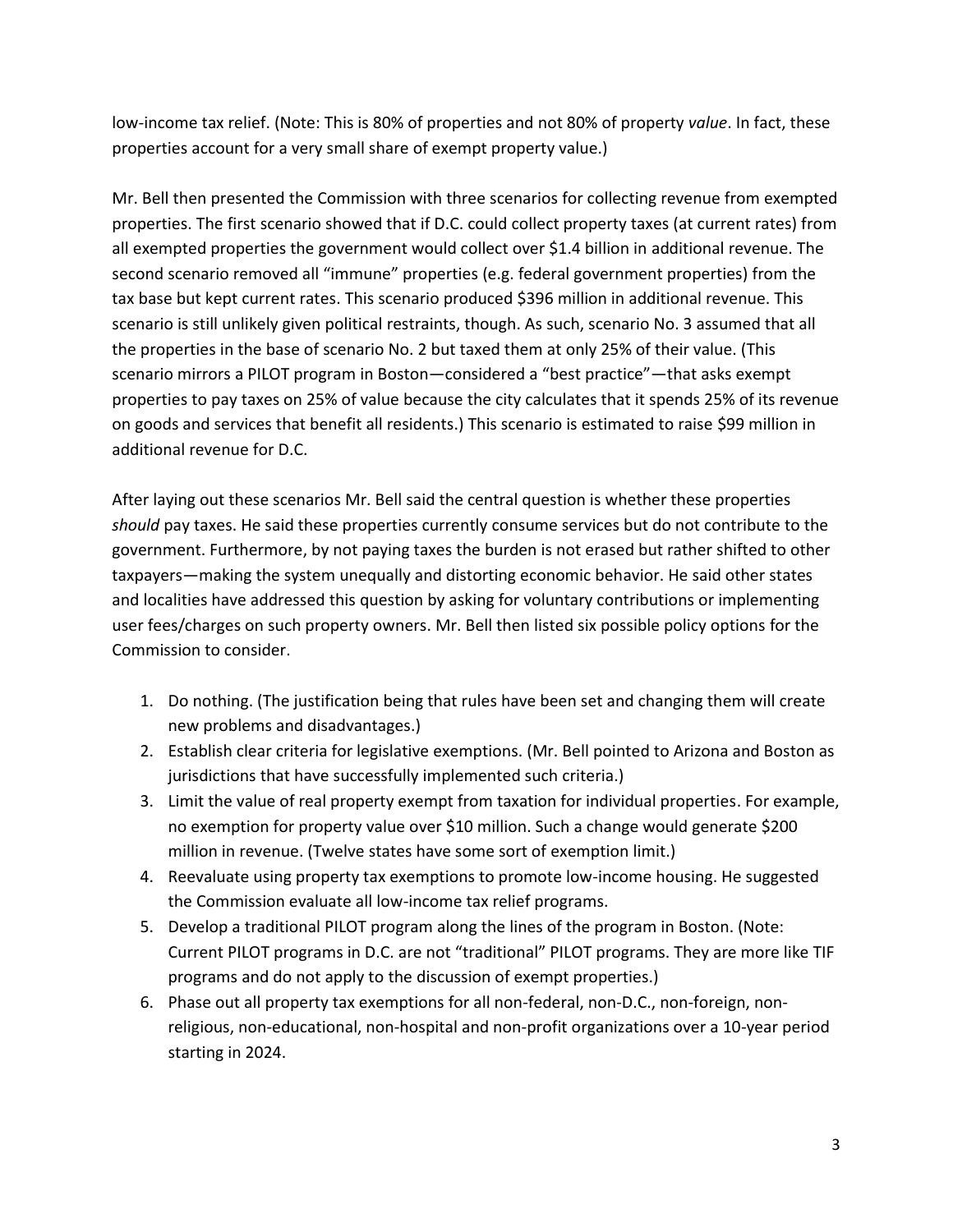low-income tax relief. (Note: This is 80% of properties and not 80% of property *value*. In fact, these properties account for a very small share of exempt property value.)

Mr. Bell then presented the Commission with three scenarios for collecting revenue from exempted properties. The first scenario showed that if D.C. could collect property taxes (at current rates) from all exempted properties the government would collect over $1.4 billion in additional revenue. The second scenario removed all "immune" properties (e.g. federal government properties) from the tax base but kept current rates. This scenario produced $396 million in additional revenue. This scenario is still unlikely given political restraints, though. As such, scenario No. 3 assumed that all the properties in the base of scenario No. 2 but taxed them at only 25% of their value. (This scenario mirrors a PILOT program in Boston—considered a "best practice"—that asks exempt properties to pay taxes on 25% of value because the city calculates that it spends 25% of its revenue on goods and services that benefit all residents.) This scenario is estimated to raise $99 million in additional revenue for D.C.

After laying out these scenarios Mr. Bell said the central question is whether these properties *should* pay taxes. He said these properties currently consume services but do not contribute to the government. Furthermore, by not paying taxes the burden is not erased but rather shifted to other taxpayers—making the system unequally and distorting economic behavior. He said other states and localities have addressed this question by asking for voluntary contributions or implementing user fees/charges on such property owners. Mr. Bell then listed six possible policy options for the Commission to consider.

1. Do nothing. (The justification being that rules have been set and changing them will create new problems and disadvantages.)
2. Establish clear criteria for legislative exemptions. (Mr. Bell pointed to Arizona and Boston as jurisdictions that have successfully implemented such criteria.)
3. Limit the value of real property exempt from taxation for individual properties. For example, no exemption for property value over $10 million. Such a change would generate $200 million in revenue. (Twelve states have some sort of exemption limit.)
4. Reevaluate using property tax exemptions to promote low-income housing. He suggested the Commission evaluate all low-income tax relief programs.
5. Develop a traditional PILOT program along the lines of the program in Boston. (Note: Current PILOT programs in D.C. are not "traditional" PILOT programs. They are more like TIF programs and do not apply to the discussion of exempt properties.)
6. Phase out all property tax exemptions for all non-federal, non-D.C., non-foreign, non-religious, non-educational, non-hospital and non-profit organizations over a 10-year period starting in 2024.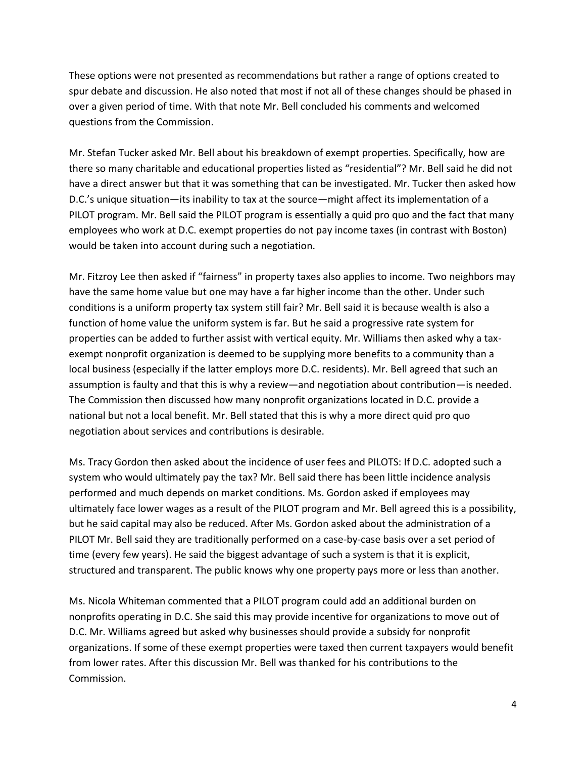These options were not presented as recommendations but rather a range of options created to spur debate and discussion. He also noted that most if not all of these changes should be phased in over a given period of time. With that note Mr. Bell concluded his comments and welcomed questions from the Commission.

Mr. Stefan Tucker asked Mr. Bell about his breakdown of exempt properties. Specifically, how are there so many charitable and educational properties listed as "residential"? Mr. Bell said he did not have a direct answer but that it was something that can be investigated. Mr. Tucker then asked how D.C.'s unique situation—its inability to tax at the source—might affect its implementation of a PILOT program. Mr. Bell said the PILOT program is essentially a quid pro quo and the fact that many employees who work at D.C. exempt properties do not pay income taxes (in contrast with Boston) would be taken into account during such a negotiation.

Mr. Fitzroy Lee then asked if "fairness" in property taxes also applies to income. Two neighbors may have the same home value but one may have a far higher income than the other. Under such conditions is a uniform property tax system still fair? Mr. Bell said it is because wealth is also a function of home value the uniform system is far. But he said a progressive rate system for properties can be added to further assist with vertical equity. Mr. Williams then asked why a tax-exempt nonprofit organization is deemed to be supplying more benefits to a community than a local business (especially if the latter employs more D.C. residents). Mr. Bell agreed that such an assumption is faulty and that this is why a review—and negotiation about contribution—is needed. The Commission then discussed how many nonprofit organizations located in D.C. provide a national but not a local benefit. Mr. Bell stated that this is why a more direct quid pro quo negotiation about services and contributions is desirable.

Ms. Tracy Gordon then asked about the incidence of user fees and PILOTS: If D.C. adopted such a system who would ultimately pay the tax? Mr. Bell said there has been little incidence analysis performed and much depends on market conditions. Ms. Gordon asked if employees may ultimately face lower wages as a result of the PILOT program and Mr. Bell agreed this is a possibility, but he said capital may also be reduced. After Ms. Gordon asked about the administration of a PILOT Mr. Bell said they are traditionally performed on a case-by-case basis over a set period of time (every few years). He said the biggest advantage of such a system is that it is explicit, structured and transparent. The public knows why one property pays more or less than another.

Ms. Nicola Whiteman commented that a PILOT program could add an additional burden on nonprofits operating in D.C. She said this may provide incentive for organizations to move out of D.C. Mr. Williams agreed but asked why businesses should provide a subsidy for nonprofit organizations. If some of these exempt properties were taxed then current taxpayers would benefit from lower rates. After this discussion Mr. Bell was thanked for his contributions to the Commission.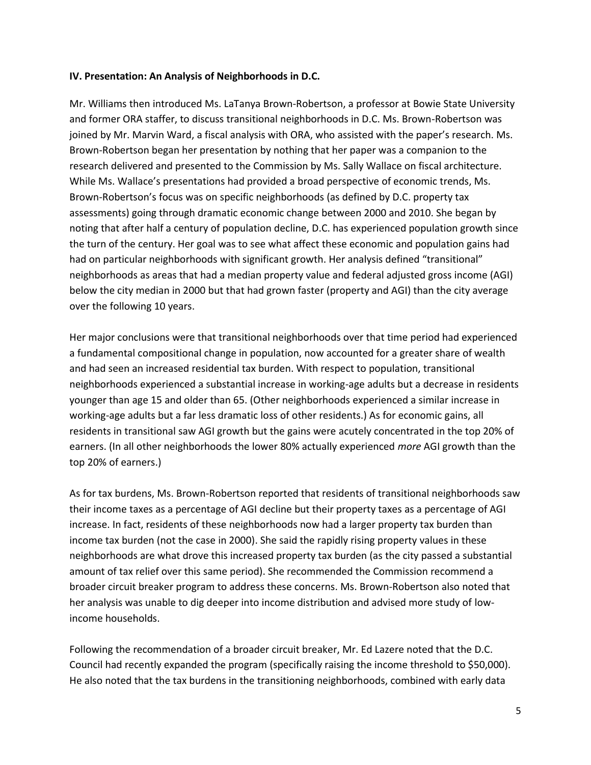**IV. Presentation: An Analysis of Neighborhoods in D.C.**

Mr. Williams then introduced Ms. LaTanya Brown-Robertson, a professor at Bowie State University and former ORA staffer, to discuss transitional neighborhoods in D.C. Ms. Brown-Robertson was joined by Mr. Marvin Ward, a fiscal analysis with ORA, who assisted with the paper's research. Ms. Brown-Robertson began her presentation by nothing that her paper was a companion to the research delivered and presented to the Commission by Ms. Sally Wallace on fiscal architecture. While Ms. Wallace's presentations had provided a broad perspective of economic trends, Ms. Brown-Robertson's focus was on specific neighborhoods (as defined by D.C. property tax assessments) going through dramatic economic change between 2000 and 2010. She began by noting that after half a century of population decline, D.C. has experienced population growth since the turn of the century. Her goal was to see what affect these economic and population gains had had on particular neighborhoods with significant growth. Her analysis defined "transitional" neighborhoods as areas that had a median property value and federal adjusted gross income (AGI) below the city median in 2000 but that had grown faster (property and AGI) than the city average over the following 10 years.

Her major conclusions were that transitional neighborhoods over that time period had experienced a fundamental compositional change in population, now accounted for a greater share of wealth and had seen an increased residential tax burden. With respect to population, transitional neighborhoods experienced a substantial increase in working-age adults but a decrease in residents younger than age 15 and older than 65. (Other neighborhoods experienced a similar increase in working-age adults but a far less dramatic loss of other residents.) As for economic gains, all residents in transitional saw AGI growth but the gains were acutely concentrated in the top 20% of earners. (In all other neighborhoods the lower 80% actually experienced *more* AGI growth than the top 20% of earners.)

As for tax burdens, Ms. Brown-Robertson reported that residents of transitional neighborhoods saw their income taxes as a percentage of AGI decline but their property taxes as a percentage of AGI increase. In fact, residents of these neighborhoods now had a larger property tax burden than income tax burden (not the case in 2000). She said the rapidly rising property values in these neighborhoods are what drove this increased property tax burden (as the city passed a substantial amount of tax relief over this same period). She recommended the Commission recommend a broader circuit breaker program to address these concerns. Ms. Brown-Robertson also noted that her analysis was unable to dig deeper into income distribution and advised more study of low-income households.

Following the recommendation of a broader circuit breaker, Mr. Ed Lazere noted that the D.C. Council had recently expanded the program (specifically raising the income threshold to $50,000). He also noted that the tax burdens in the transitioning neighborhoods, combined with early data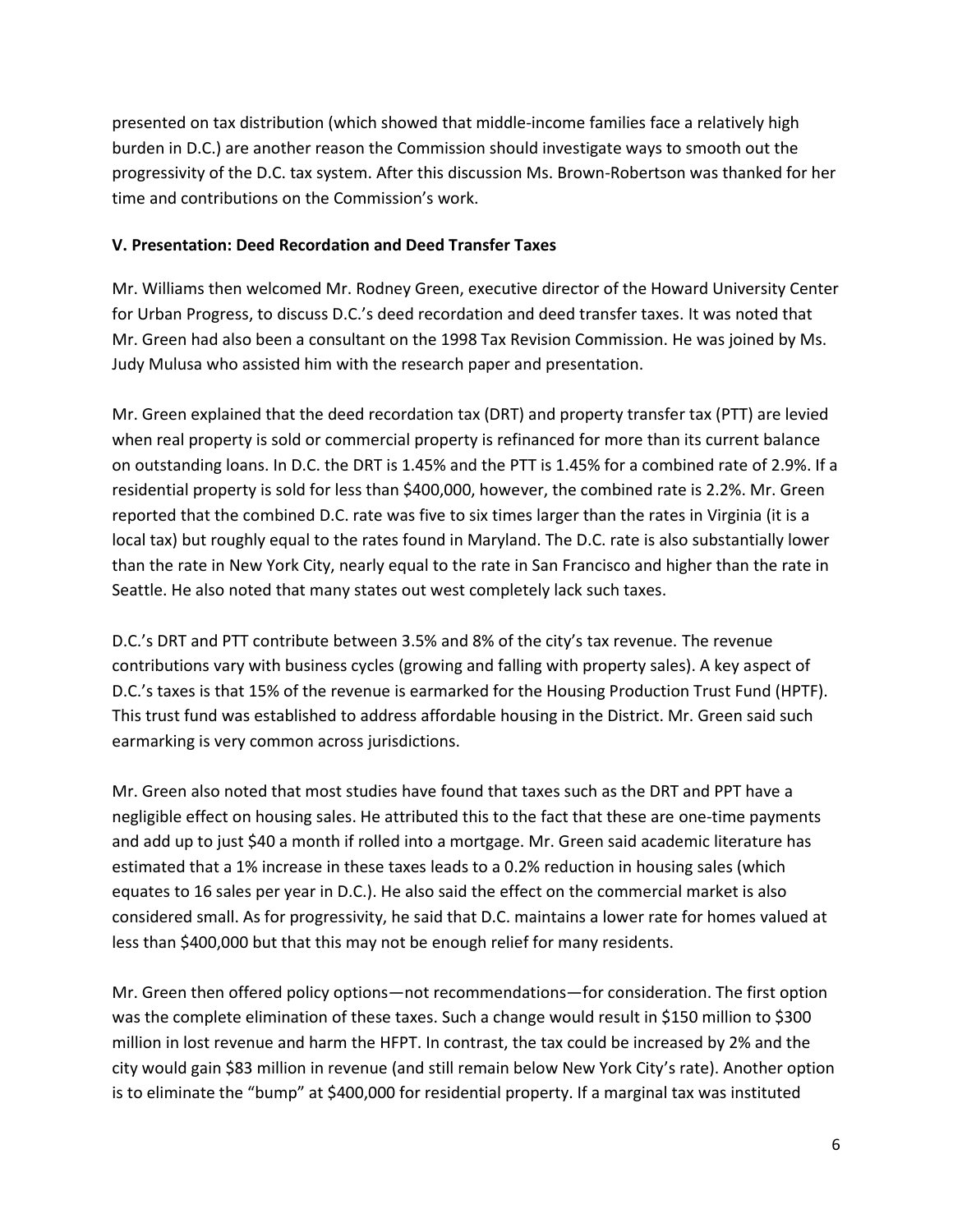presented on tax distribution (which showed that middle-income families face a relatively high burden in D.C.) are another reason the Commission should investigate ways to smooth out the progressivity of the D.C. tax system. After this discussion Ms. Brown-Robertson was thanked for her time and contributions on the Commission's work.

**V. Presentation: Deed Recordation and Deed Transfer Taxes**

Mr. Williams then welcomed Mr. Rodney Green, executive director of the Howard University Center for Urban Progress, to discuss D.C.'s deed recordation and deed transfer taxes. It was noted that Mr. Green had also been a consultant on the 1998 Tax Revision Commission. He was joined by Ms. Judy Mulusa who assisted him with the research paper and presentation.

Mr. Green explained that the deed recordation tax (DRT) and property transfer tax (PTT) are levied when real property is sold or commercial property is refinanced for more than its current balance on outstanding loans. In D.C. the DRT is 1.45% and the PTT is 1.45% for a combined rate of 2.9%. If a residential property is sold for less than $400,000, however, the combined rate is 2.2%. Mr. Green reported that the combined D.C. rate was five to six times larger than the rates in Virginia (it is a local tax) but roughly equal to the rates found in Maryland. The D.C. rate is also substantially lower than the rate in New York City, nearly equal to the rate in San Francisco and higher than the rate in Seattle. He also noted that many states out west completely lack such taxes.

D.C.'s DRT and PTT contribute between 3.5% and 8% of the city's tax revenue. The revenue contributions vary with business cycles (growing and falling with property sales). A key aspect of D.C.'s taxes is that 15% of the revenue is earmarked for the Housing Production Trust Fund (HPTF). This trust fund was established to address affordable housing in the District. Mr. Green said such earmarking is very common across jurisdictions.

Mr. Green also noted that most studies have found that taxes such as the DRT and PPT have a negligible effect on housing sales. He attributed this to the fact that these are one-time payments and add up to just $40 a month if rolled into a mortgage. Mr. Green said academic literature has estimated that a 1% increase in these taxes leads to a 0.2% reduction in housing sales (which equates to 16 sales per year in D.C.). He also said the effect on the commercial market is also considered small. As for progressivity, he said that D.C. maintains a lower rate for homes valued at less than $400,000 but that this may not be enough relief for many residents.

Mr. Green then offered policy options—not recommendations—for consideration. The first option was the complete elimination of these taxes. Such a change would result in $150 million to $300 million in lost revenue and harm the HFPT. In contrast, the tax could be increased by 2% and the city would gain $83 million in revenue (and still remain below New York City's rate). Another option is to eliminate the "bump" at $400,000 for residential property. If a marginal tax was instituted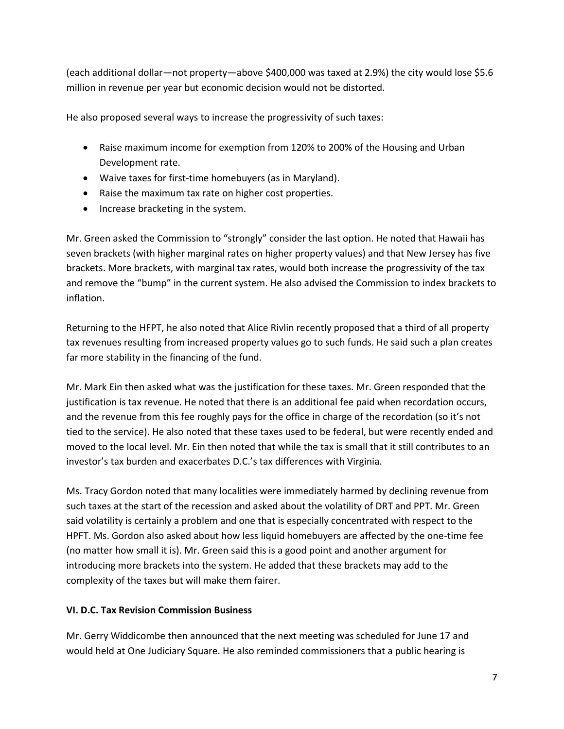(each additional dollar—not property—above $400,000 was taxed at 2.9%) the city would lose $5.6 million in revenue per year but economic decision would not be distorted.

He also proposed several ways to increase the progressivity of such taxes:

- Raise maximum income for exemption from 120% to 200% of the Housing and Urban Development rate.
- Waive taxes for first-time homebuyers (as in Maryland).
- Raise the maximum tax rate on higher cost properties.
- Increase bracketing in the system.

Mr. Green asked the Commission to "strongly" consider the last option. He noted that Hawaii has seven brackets (with higher marginal rates on higher property values) and that New Jersey has five brackets. More brackets, with marginal tax rates, would both increase the progressivity of the tax and remove the "bump" in the current system. He also advised the Commission to index brackets to inflation.

Returning to the HFPT, he also noted that Alice Rivlin recently proposed that a third of all property tax revenues resulting from increased property values go to such funds. He said such a plan creates far more stability in the financing of the fund.

Mr. Mark Ein then asked what was the justification for these taxes. Mr. Green responded that the justification is tax revenue. He noted that there is an additional fee paid when recordation occurs, and the revenue from this fee roughly pays for the office in charge of the recordation (so it's not tied to the service). He also noted that these taxes used to be federal, but were recently ended and moved to the local level. Mr. Ein then noted that while the tax is small that it still contributes to an investor's tax burden and exacerbates D.C.'s tax differences with Virginia.

Ms. Tracy Gordon noted that many localities were immediately harmed by declining revenue from such taxes at the start of the recession and asked about the volatility of DRT and PPT. Mr. Green said volatility is certainly a problem and one that is especially concentrated with respect to the HPFT. Ms. Gordon also asked about how less liquid homebuyers are affected by the one-time fee (no matter how small it is). Mr. Green said this is a good point and another argument for introducing more brackets into the system. He added that these brackets may add to the complexity of the taxes but will make them fairer.

**VI. D.C. Tax Revision Commission Business**

Mr. Gerry Widdicombe then announced that the next meeting was scheduled for June 17 and would held at One Judiciary Square. He also reminded commissioners that a public hearing is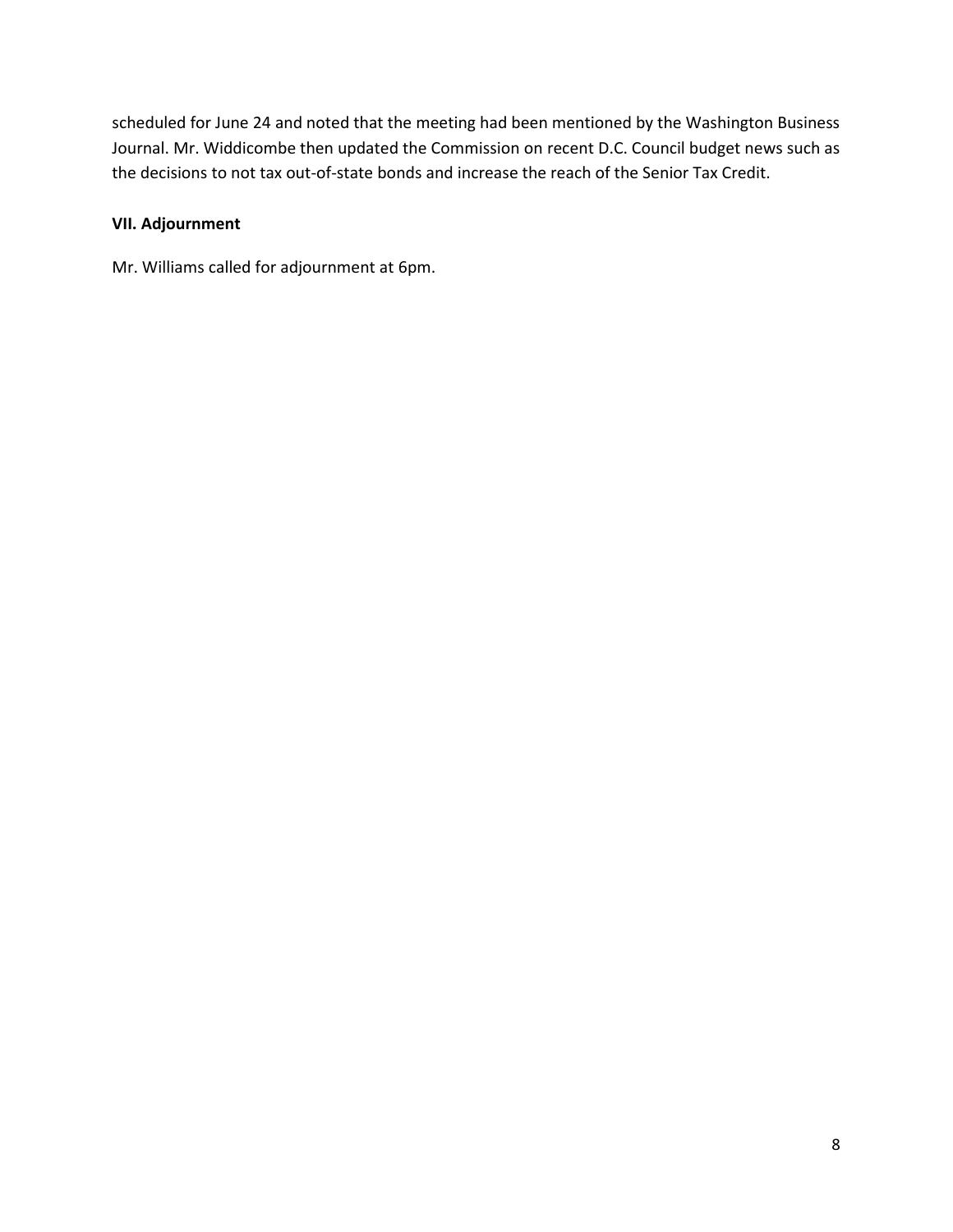scheduled for June 24 and noted that the meeting had been mentioned by the Washington Business Journal. Mr. Widdicombe then updated the Commission on recent D.C. Council budget news such as the decisions to not tax out-of-state bonds and increase the reach of the Senior Tax Credit.

**VII. Adjournment**

Mr. Williams called for adjournment at 6pm.